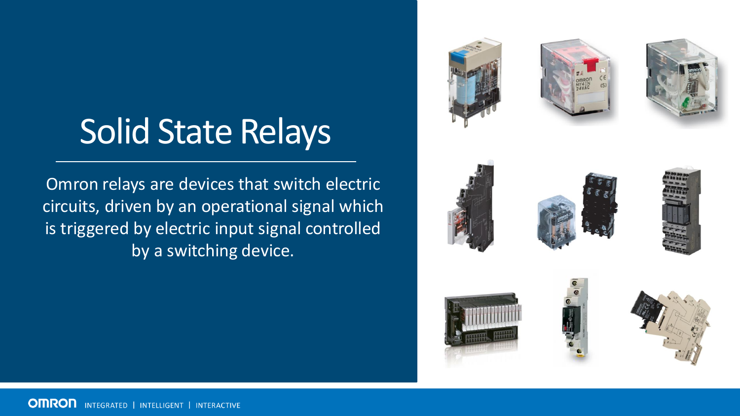# Solid State Relays

Omron relays are devices that switch electric circuits, driven by an operational signal which is triggered by electric input signal controlled by a switching device.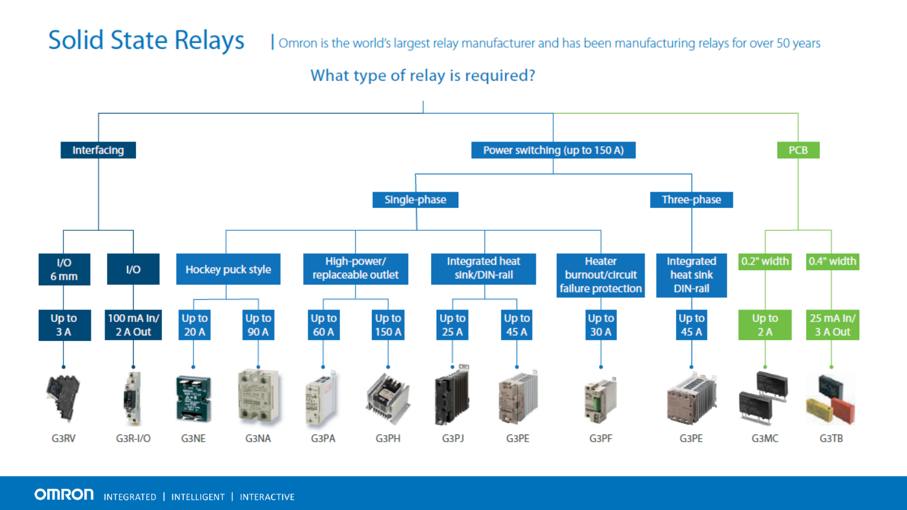# Solid State Relays

Omron is the world's largest relay manufacturer and has been manufacturing relays for over 50 years

## What type of relay is required?

- **Interfacing**
  - I/O 6 mm
    - Up to 3 A — G3RV
  - I/O
    - 100 mA In/ 2 A Out — G3R-I/O
- **Power switching (up to 150 A)**
  - **Single-phase**
    - Hockey puck style
      - Up to 20 A — G3NE
      - Up to 90 A — G3NA
    - High-power/ replaceable outlet
      - Up to 60 A — G3PA
      - Up to 150 A — G3PH
    - Integrated heat sink/DIN-rail
      - Up to 25 A — G3PJ
      - Up to 45 A — G3PE
    - Heater burnout/circuit failure protection
      - Up to 30 A — G3PF
  - **Three-phase**
    - Integrated heat sink DIN-rail
      - Up to 45 A — G3PE
- **PCB**
  - 0.2" width
    - Up to 2 A — G3MC
  - 0.4" width
    - 25 mA In/ 3 A Out — G3TB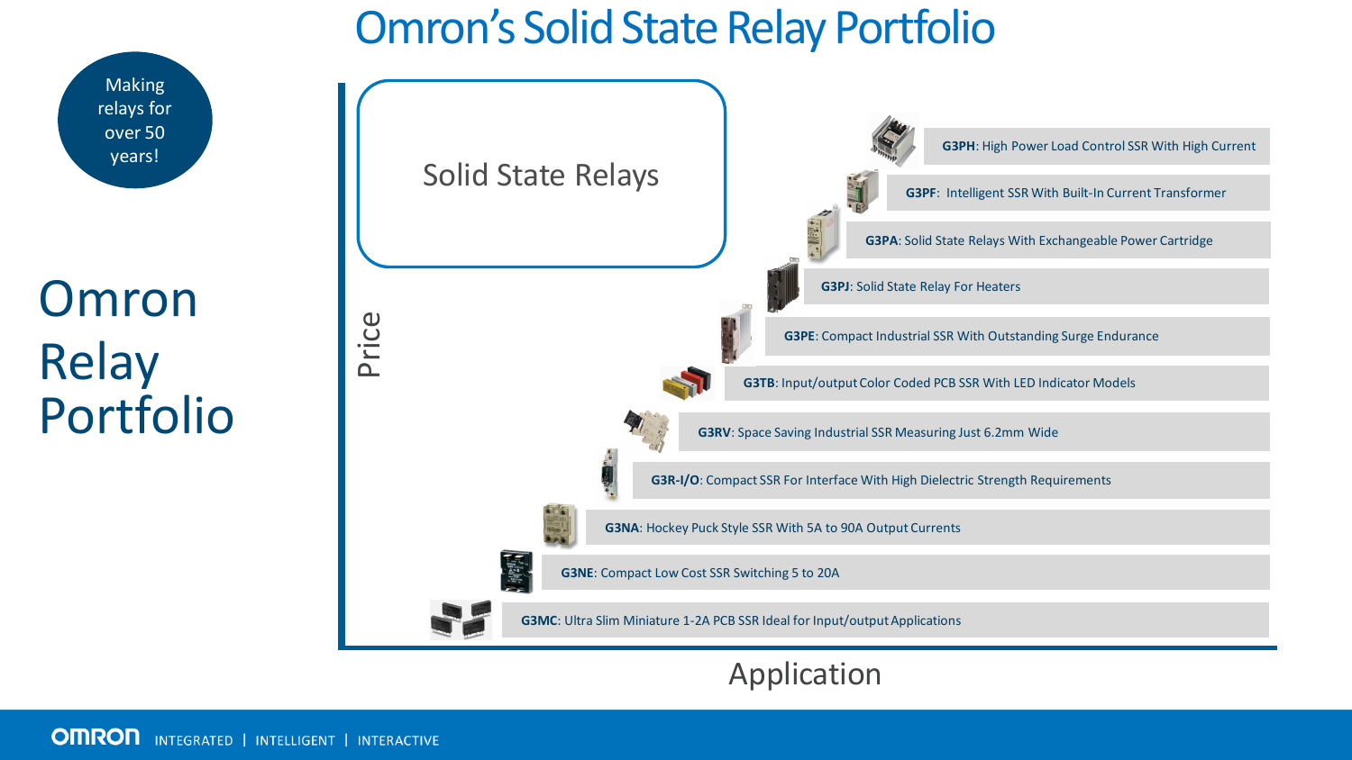# Omron's Solid State Relay Portfolio

Making relays for over 50 years!

## Omron Relay Portfolio

### Solid State Relays

- **G3PH**: High Power Load Control SSR With High Current
- **G3PF**: Intelligent SSR With Built-In Current Transformer
- **G3PA**: Solid State Relays With Exchangeable Power Cartridge
- **G3PJ**: Solid State Relay For Heaters
- **G3PE**: Compact Industrial SSR With Outstanding Surge Endurance
- **G3TB**: Input/output Color Coded PCB SSR With LED Indicator Models
- **G3RV**: Space Saving Industrial SSR Measuring Just 6.2mm Wide
- **G3R-I/O**: Compact SSR For Interface With High Dielectric Strength Requirements
- **G3NA**: Hockey Puck Style SSR With 5A to 90A Output Currents
- **G3NE**: Compact Low Cost SSR Switching 5 to 20A
- **G3MC**: Ultra Slim Miniature 1-2A PCB SSR Ideal for Input/output Applications

Price (vertical axis) / Application (horizontal axis)

OMRON INTEGRATED | INTELLIGENT | INTERACTIVE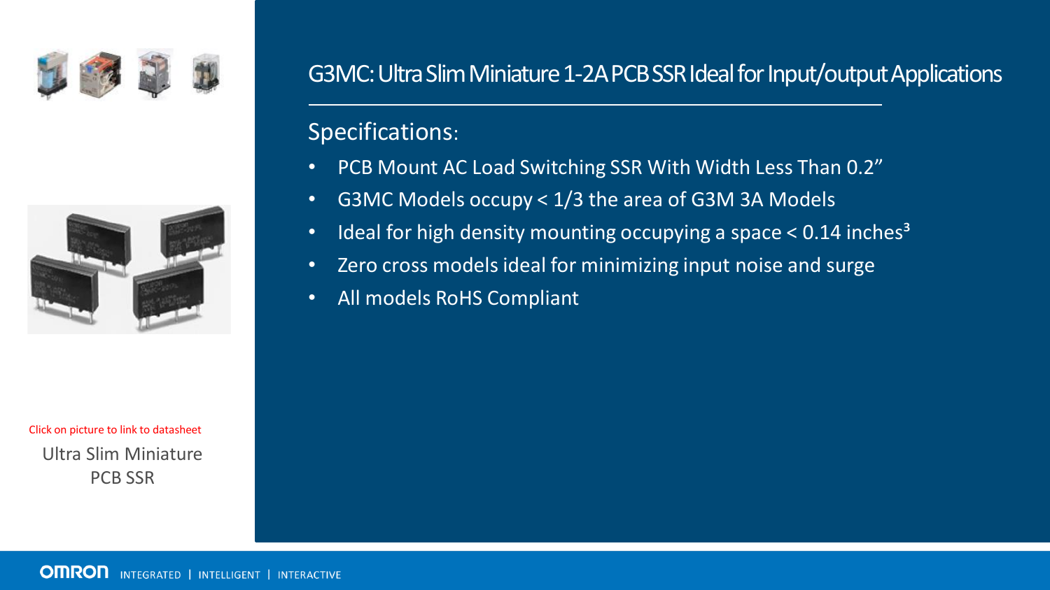# G3MC: Ultra Slim Miniature 1-2A PCB SSR Ideal for Input/output Applications

## Specifications:

- PCB Mount AC Load Switching SSR With Width Less Than 0.2"
- G3MC Models occupy < 1/3 the area of G3M 3A Models
- Ideal for high density mounting occupying a space < 0.14 $inches^3$
- Zero cross models ideal for minimizing input noise and surge
- All models RoHS Compliant

Click on picture to link to datasheet

Ultra Slim Miniature PCB SSR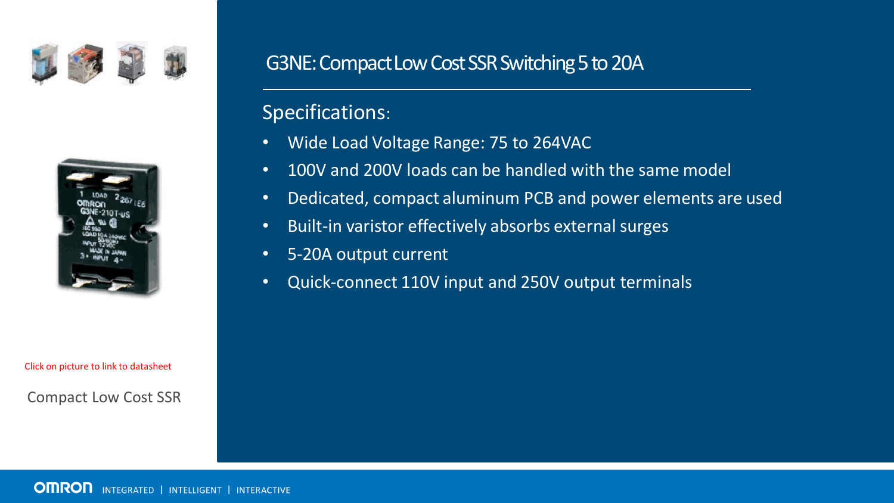# G3NE: Compact Low Cost SSR Switching 5 to 20A

## Specifications:

- Wide Load Voltage Range: 75 to 264VAC
- 100V and 200V loads can be handled with the same model
- Dedicated, compact aluminum PCB and power elements are used
- Built-in varistor effectively absorbs external surges
- 5-20A output current
- Quick-connect 110V input and 250V output terminals

Click on picture to link to datasheet

Compact Low Cost SSR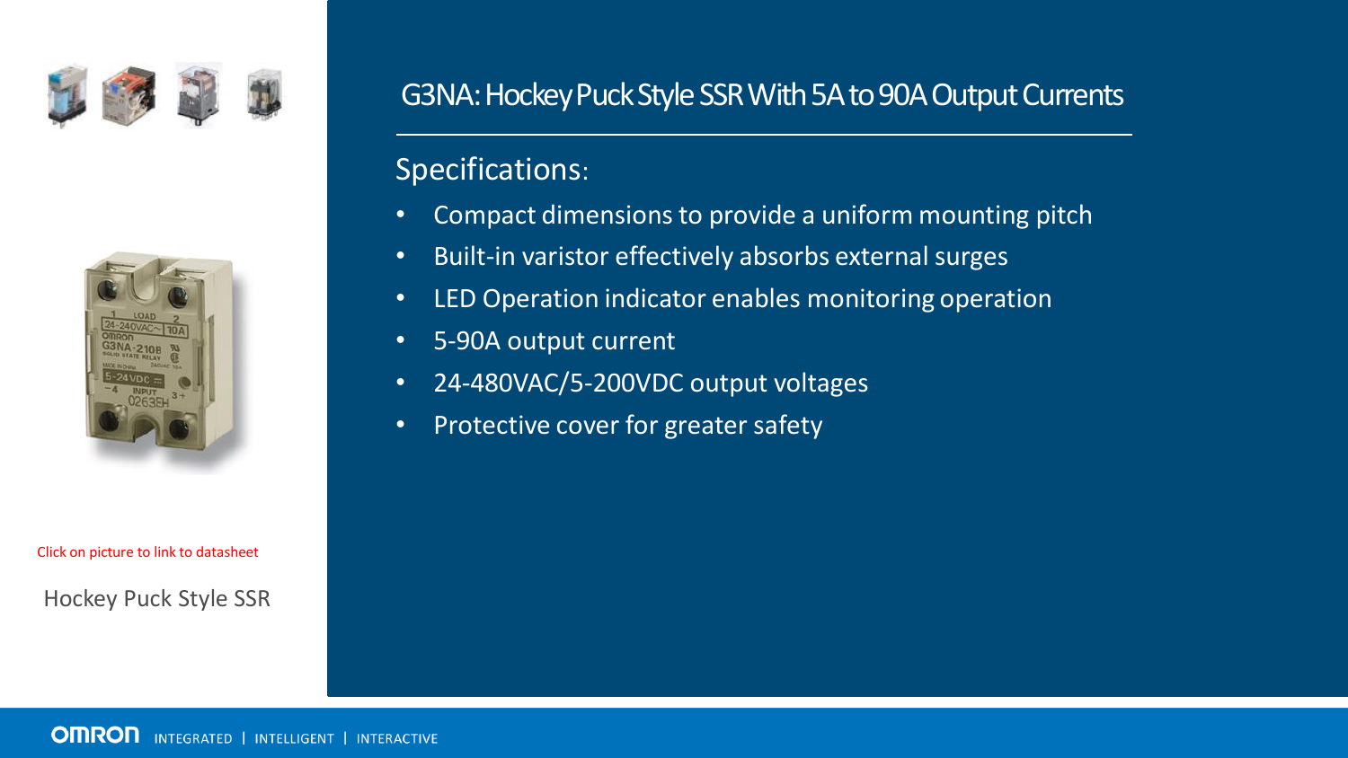# G3NA: Hockey Puck Style SSR With 5A to 90A Output Currents

## Specifications:

- Compact dimensions to provide a uniform mounting pitch
- Built-in varistor effectively absorbs external surges
- LED Operation indicator enables monitoring operation
- 5-90A output current
- 24-480VAC/5-200VDC output voltages
- Protective cover for greater safety

Click on picture to link to datasheet

Hockey Puck Style SSR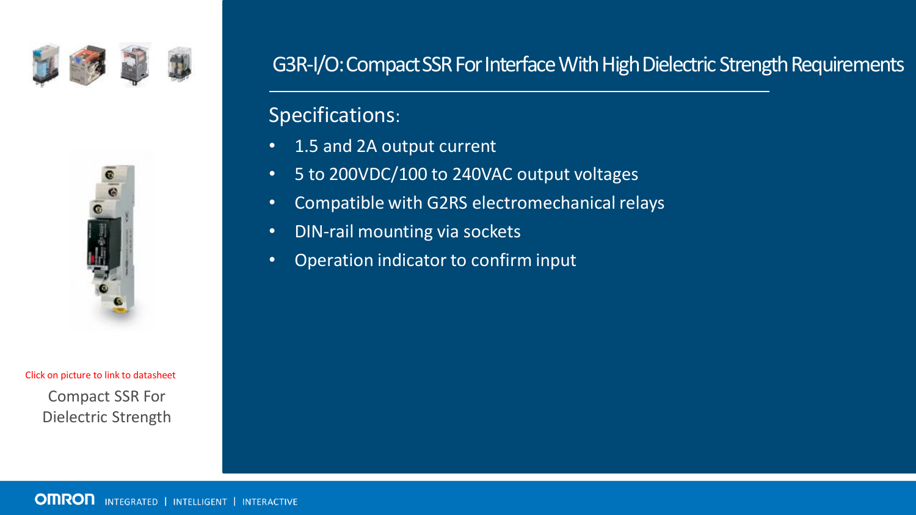# G3R-I/O: Compact SSR For Interface With High Dielectric Strength Requirements

## Specifications:

- 1.5 and 2A output current
- 5 to 200VDC/100 to 240VAC output voltages
- Compatible with G2RS electromechanical relays
- DIN-rail mounting via sockets
- Operation indicator to confirm input

Click on picture to link to datasheet

Compact SSR For Dielectric Strength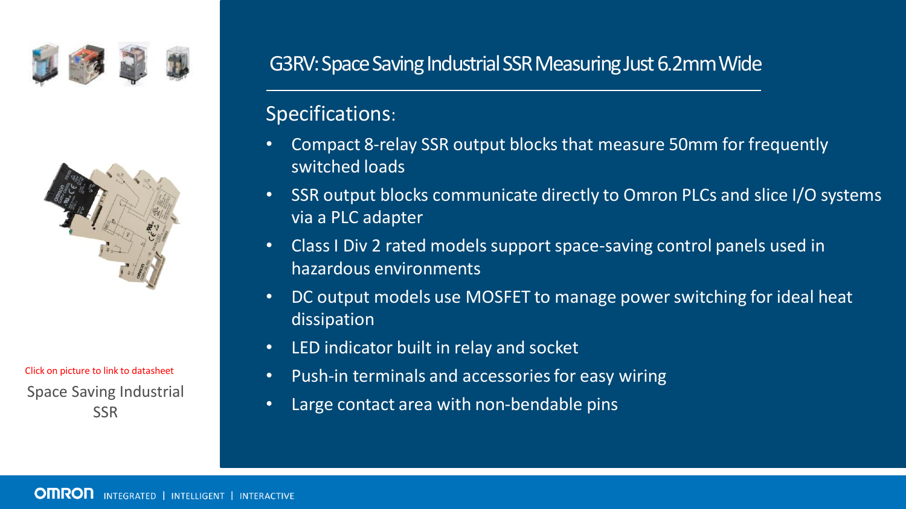Click on picture to link to datasheet

Space Saving Industrial SSR

# G3RV: Space Saving Industrial SSR Measuring Just 6.2mm Wide

## Specifications:

- Compact 8-relay SSR output blocks that measure 50mm for frequently switched loads
- SSR output blocks communicate directly to Omron PLCs and slice I/O systems via a PLC adapter
- Class I Div 2 rated models support space-saving control panels used in hazardous environments
- DC output models use MOSFET to manage power switching for ideal heat dissipation
- LED indicator built in relay and socket
- Push-in terminals and accessories for easy wiring
- Large contact area with non-bendable pins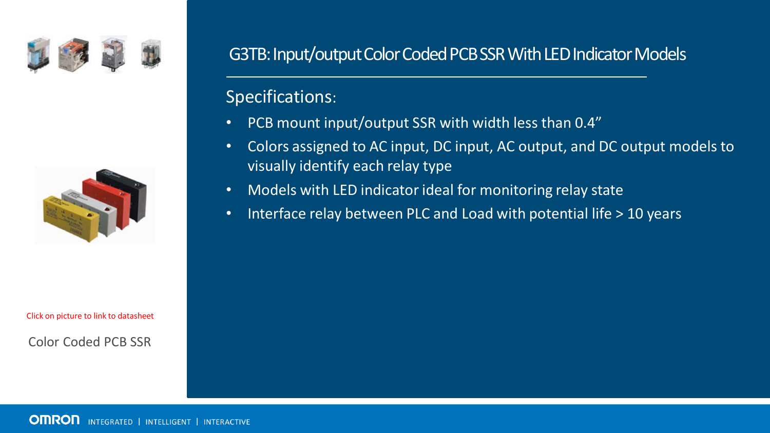# G3TB: Input/output Color Coded PCB SSR With LED Indicator Models

## Specifications:

- PCB mount input/output SSR with width less than 0.4”
- Colors assigned to AC input, DC input, AC output, and DC output models to visually identify each relay type
- Models with LED indicator ideal for monitoring relay state
- Interface relay between PLC and Load with potential life > 10 years

Click on picture to link to datasheet

Color Coded PCB SSR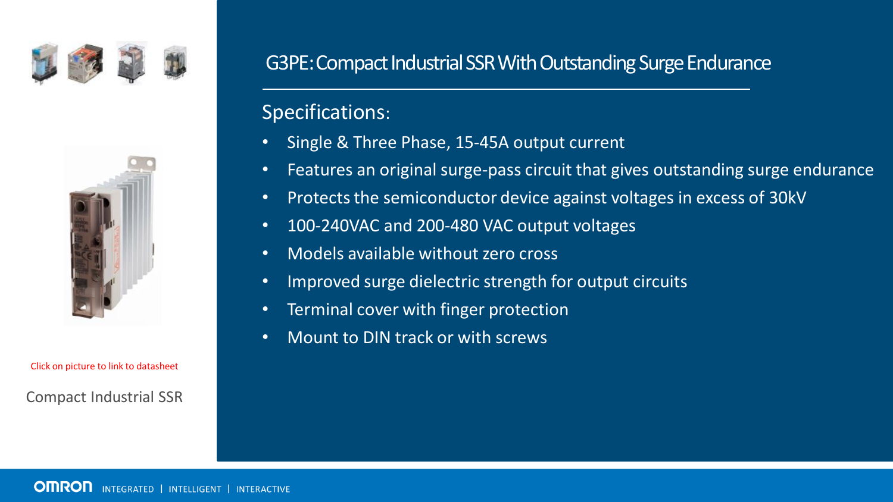# G3PE: Compact Industrial SSR With Outstanding Surge Endurance

## Specifications:

- Single & Three Phase, 15-45A output current
- Features an original surge-pass circuit that gives outstanding surge endurance
- Protects the semiconductor device against voltages in excess of 30kV
- 100-240VAC and 200-480 VAC output voltages
- Models available without zero cross
- Improved surge dielectric strength for output circuits
- Terminal cover with finger protection
- Mount to DIN track or with screws

Click on picture to link to datasheet

Compact Industrial SSR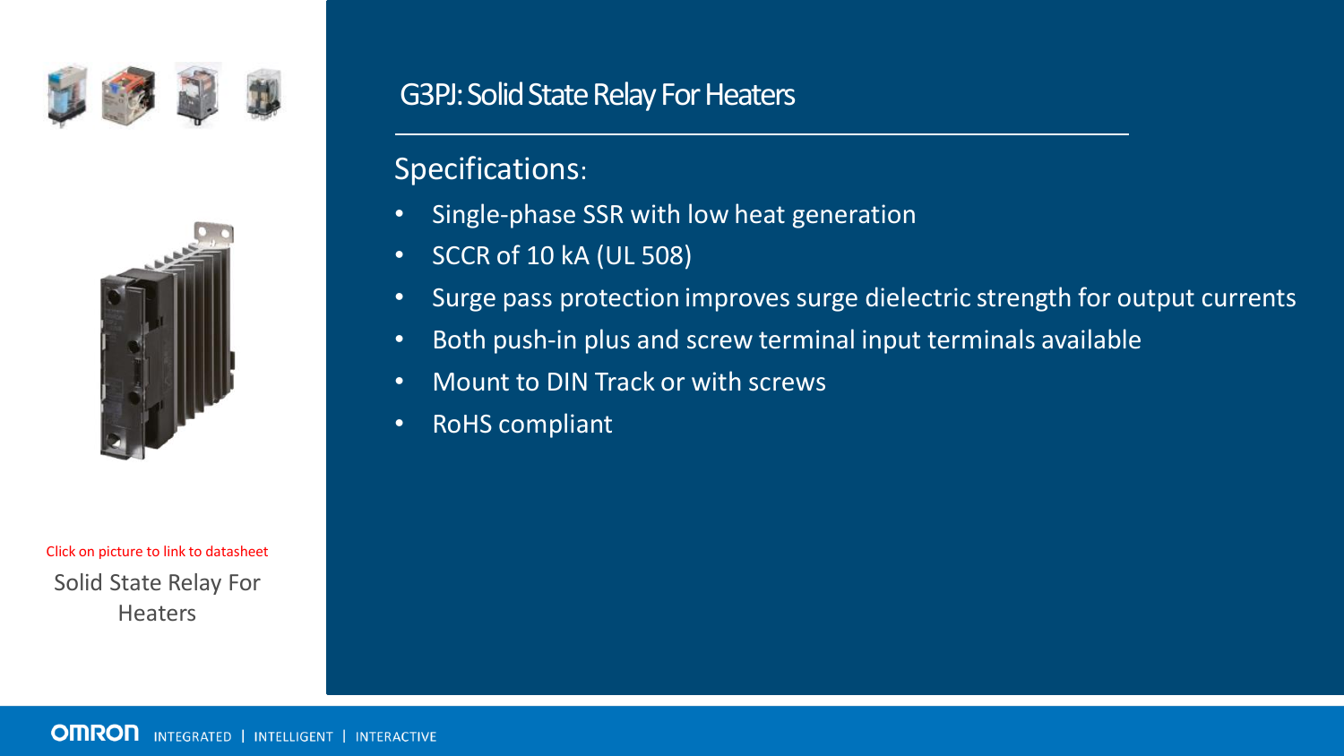Click on picture to link to datasheet

Solid State Relay For Heaters

## G3PJ: Solid State Relay For Heaters

### Specifications:

- Single-phase SSR with low heat generation
- SCCR of 10 kA (UL 508)
- Surge pass protection improves surge dielectric strength for output currents
- Both push-in plus and screw terminal input terminals available
- Mount to DIN Track or with screws
- RoHS compliant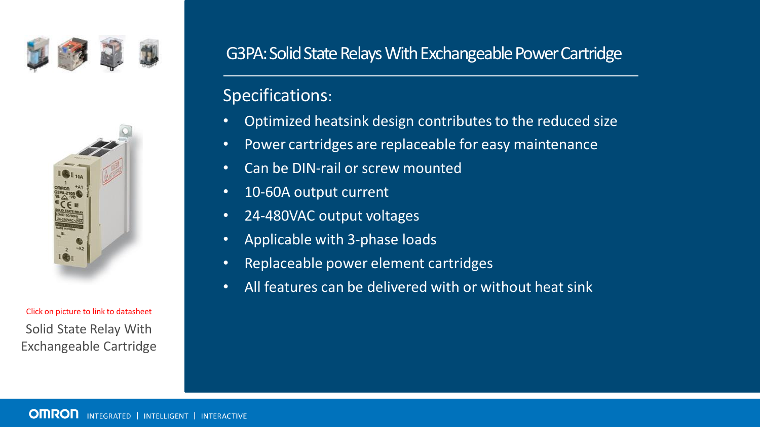# G3PA: Solid State Relays With Exchangeable Power Cartridge

## Specifications:

- Optimized heatsink design contributes to the reduced size
- Power cartridges are replaceable for easy maintenance
- Can be DIN-rail or screw mounted
- 10-60A output current
- 24-480VAC output voltages
- Applicable with 3-phase loads
- Replaceable power element cartridges
- All features can be delivered with or without heat sink

Click on picture to link to datasheet

Solid State Relay With Exchangeable Cartridge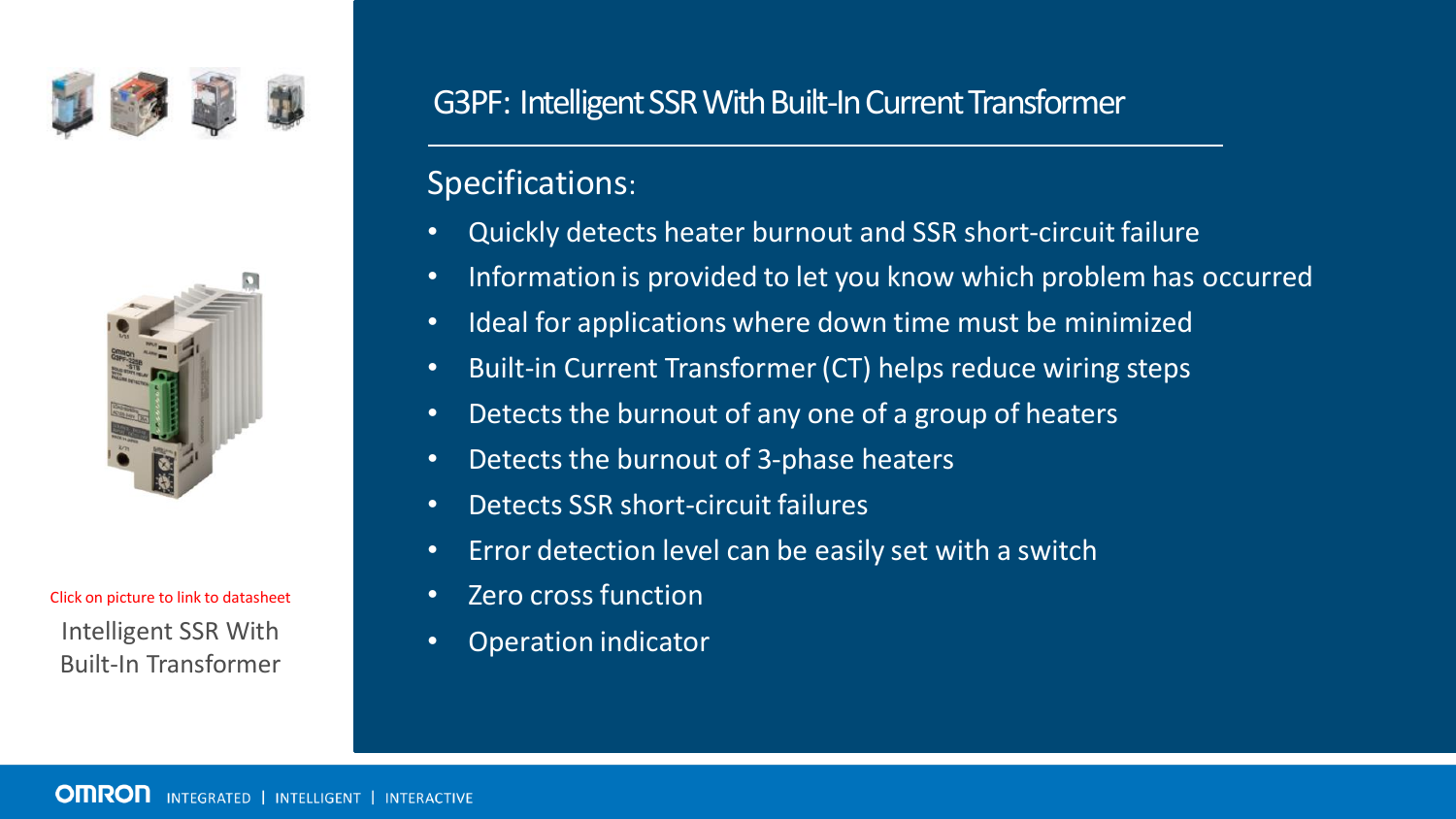Click on picture to link to datasheet

Intelligent SSR With Built-In Transformer

# G3PF: Intelligent SSR With Built-In Current Transformer

## Specifications:

- Quickly detects heater burnout and SSR short-circuit failure
- Information is provided to let you know which problem has occurred
- Ideal for applications where down time must be minimized
- Built-in Current Transformer (CT) helps reduce wiring steps
- Detects the burnout of any one of a group of heaters
- Detects the burnout of 3-phase heaters
- Detects SSR short-circuit failures
- Error detection level can be easily set with a switch
- Zero cross function
- Operation indicator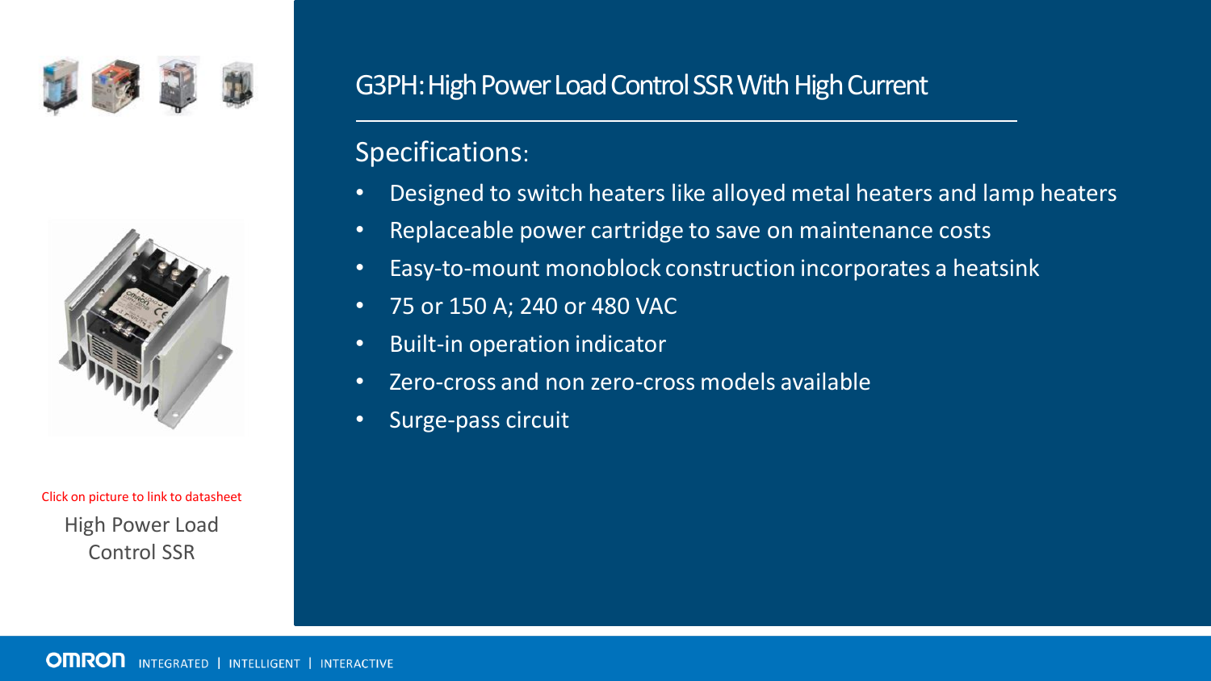Click on picture to link to datasheet

High Power Load Control SSR

# G3PH: High Power Load Control SSR With High Current

## Specifications:

- Designed to switch heaters like alloyed metal heaters and lamp heaters
- Replaceable power cartridge to save on maintenance costs
- Easy-to-mount monoblock construction incorporates a heatsink
- 75 or 150 A; 240 or 480 VAC
- Built-in operation indicator
- Zero-cross and non zero-cross models available
- Surge-pass circuit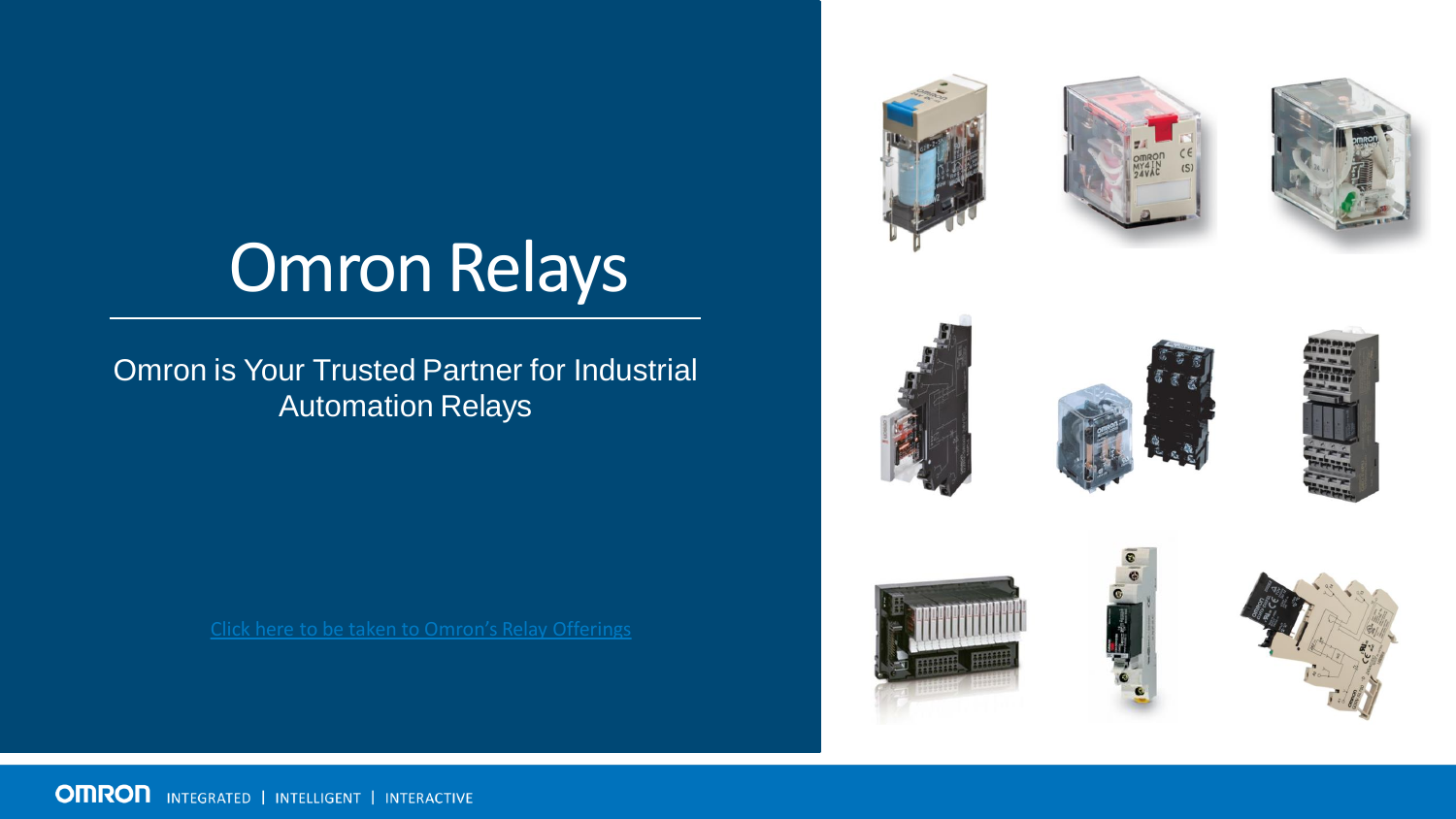# Omron Relays

Omron is Your Trusted Partner for Industrial Automation Relays

Click here to be taken to Omron's Relay Offerings